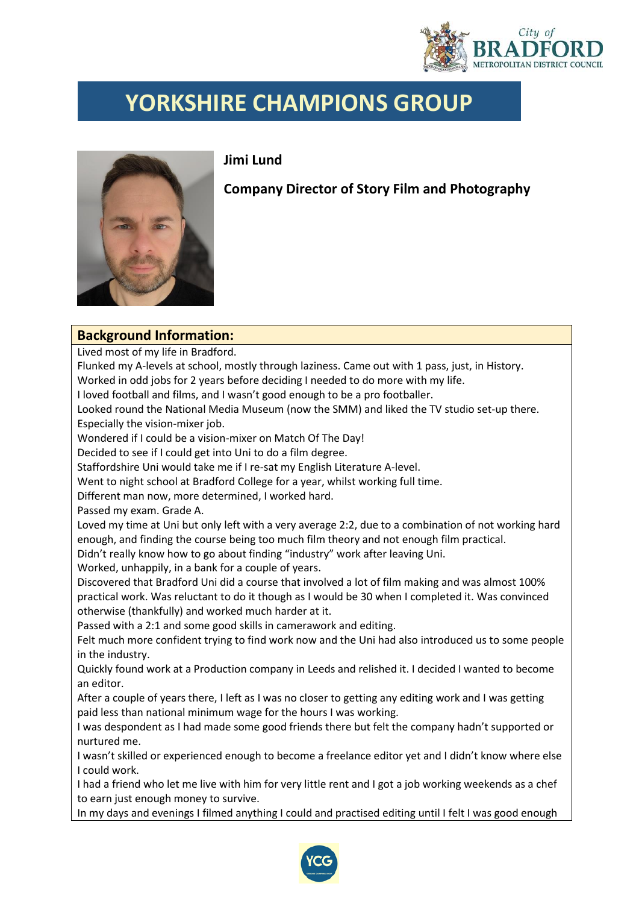# YORKSHIRE CHAMPIONS GROUP

**Jimi Lund**

**Company Director of Story Film and Photography**

## Background Information:

Lived most of my life in Bradford.
Flunked my A-levels at school, mostly through laziness. Came out with 1 pass, just, in History.
Worked in odd jobs for 2 years before deciding I needed to do more with my life.
I loved football and films, and I wasn't good enough to be a pro footballer.
Looked round the National Media Museum (now the SMM) and liked the TV studio set-up there. Especially the vision-mixer job.
Wondered if I could be a vision-mixer on Match Of The Day!
Decided to see if I could get into Uni to do a film degree.
Staffordshire Uni would take me if I re-sat my English Literature A-level.
Went to night school at Bradford College for a year, whilst working full time.
Different man now, more determined, I worked hard.
Passed my exam. Grade A.
Loved my time at Uni but only left with a very average 2:2, due to a combination of not working hard enough, and finding the course being too much film theory and not enough film practical.
Didn't really know how to go about finding "industry" work after leaving Uni.
Worked, unhappily, in a bank for a couple of years.
Discovered that Bradford Uni did a course that involved a lot of film making and was almost 100% practical work. Was reluctant to do it though as I would be 30 when I completed it. Was convinced otherwise (thankfully) and worked much harder at it.
Passed with a 2:1 and some good skills in camerawork and editing.
Felt much more confident trying to find work now and the Uni had also introduced us to some people in the industry.
Quickly found work at a Production company in Leeds and relished it. I decided I wanted to become an editor.
After a couple of years there, I left as I was no closer to getting any editing work and I was getting paid less than national minimum wage for the hours I was working.
I was despondent as I had made some good friends there but felt the company hadn't supported or nurtured me.
I wasn't skilled or experienced enough to become a freelance editor yet and I didn't know where else I could work.
I had a friend who let me live with him for very little rent and I got a job working weekends as a chef to earn just enough money to survive.
In my days and evenings I filmed anything I could and practised editing until I felt I was good enough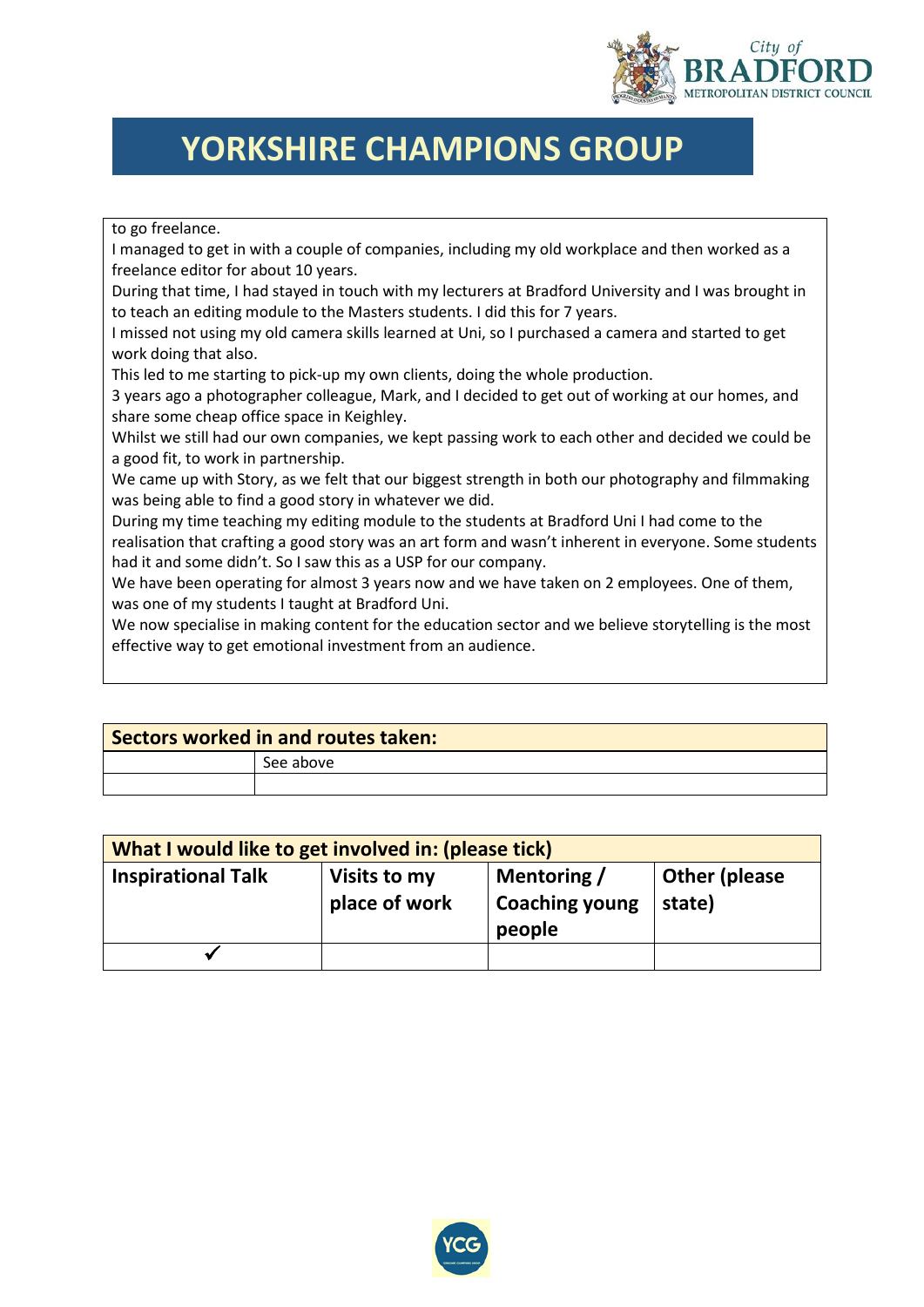# YORKSHIRE CHAMPIONS GROUP

to go freelance.
I managed to get in with a couple of companies, including my old workplace and then worked as a freelance editor for about 10 years.
During that time, I had stayed in touch with my lecturers at Bradford University and I was brought in to teach an editing module to the Masters students. I did this for 7 years.
I missed not using my old camera skills learned at Uni, so I purchased a camera and started to get work doing that also.
This led to me starting to pick-up my own clients, doing the whole production.
3 years ago a photographer colleague, Mark, and I decided to get out of working at our homes, and share some cheap office space in Keighley.
Whilst we still had our own companies, we kept passing work to each other and decided we could be a good fit, to work in partnership.
We came up with Story, as we felt that our biggest strength in both our photography and filmmaking was being able to find a good story in whatever we did.
During my time teaching my editing module to the students at Bradford Uni I had come to the realisation that crafting a good story was an art form and wasn't inherent in everyone. Some students had it and some didn't. So I saw this as a USP for our company.
We have been operating for almost 3 years now and we have taken on 2 employees. One of them, was one of my students I taught at Bradford Uni.
We now specialise in making content for the education sector and we believe storytelling is the most effective way to get emotional investment from an audience.

| **Sectors worked in and routes taken:** | |
|---|---|
| | See above |
| | |

| **What I would like to get involved in: (please tick)** | | | |
|---|---|---|---|
| **Inspirational Talk** | **Visits to my place of work** | **Mentoring / Coaching young people** | **Other (please state)** |
| ✓ | | | |